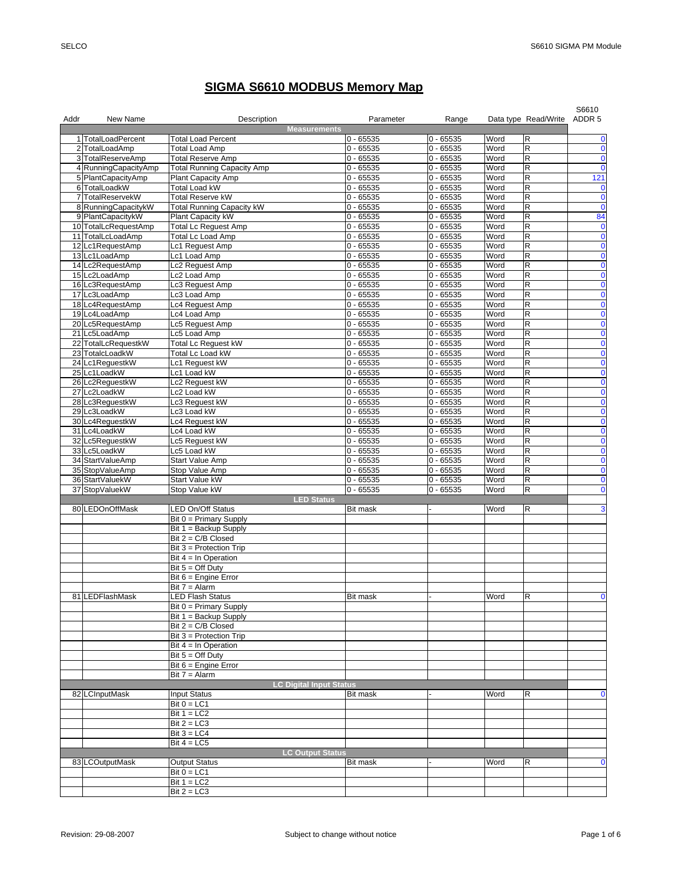# SIGMA S6610 MODBUS Memory Map

| Addr | New Name | Description | Parameter | Range | Data type | Read/Write | S6610 ADDR 5 |
|---|---|---|---|---|---|---|---|
| | | **Measurements** | | | | | |
| 1 | TotalLoadPercent | Total Load Percent | 0 - 65535 | 0 - 65535 | Word | R | 0 |
| 2 | TotalLoadAmp | Total Load Amp | 0 - 65535 | 0 - 65535 | Word | R | 0 |
| 3 | TotalReserveAmp | Total Reserve Amp | 0 - 65535 | 0 - 65535 | Word | R | 0 |
| 4 | RunningCapacityAmp | Total Running Capacity Amp | 0 - 65535 | 0 - 65535 | Word | R | 0 |
| 5 | PlantCapacityAmp | Plant Capacity Amp | 0 - 65535 | 0 - 65535 | Word | R | 121 |
| 6 | TotalLoadkW | Total Load kW | 0 - 65535 | 0 - 65535 | Word | R | 0 |
| 7 | TotalReservekW | Total Reserve kW | 0 - 65535 | 0 - 65535 | Word | R | 0 |
| 8 | RunningCapacitykW | Total Running Capacity kW | 0 - 65535 | 0 - 65535 | Word | R | 0 |
| 9 | PlantCapacitykW | Plant Capacity kW | 0 - 65535 | 0 - 65535 | Word | R | 84 |
| 10 | TotalLcRequestAmp | Total Lc Reguest Amp | 0 - 65535 | 0 - 65535 | Word | R | 0 |
| 11 | TotalLcLoadAmp | Total Lc Load Amp | 0 - 65535 | 0 - 65535 | Word | R | 0 |
| 12 | Lc1RequestAmp | Lc1 Reguest Amp | 0 - 65535 | 0 - 65535 | Word | R | 0 |
| 13 | Lc1LoadAmp | Lc1 Load Amp | 0 - 65535 | 0 - 65535 | Word | R | 0 |
| 14 | Lc2RequestAmp | Lc2 Reguest Amp | 0 - 65535 | 0 - 65535 | Word | R | 0 |
| 15 | Lc2LoadAmp | Lc2 Load Amp | 0 - 65535 | 0 - 65535 | Word | R | 0 |
| 16 | Lc3RequestAmp | Lc3 Reguest Amp | 0 - 65535 | 0 - 65535 | Word | R | 0 |
| 17 | Lc3LoadAmp | Lc3 Load Amp | 0 - 65535 | 0 - 65535 | Word | R | 0 |
| 18 | Lc4RequestAmp | Lc4 Reguest Amp | 0 - 65535 | 0 - 65535 | Word | R | 0 |
| 19 | Lc4LoadAmp | Lc4 Load Amp | 0 - 65535 | 0 - 65535 | Word | R | 0 |
| 20 | Lc5RequestAmp | Lc5 Reguest Amp | 0 - 65535 | 0 - 65535 | Word | R | 0 |
| 21 | Lc5LoadAmp | Lc5 Load Amp | 0 - 65535 | 0 - 65535 | Word | R | 0 |
| 22 | TotalLcRequestkW | Total Lc Reguest kW | 0 - 65535 | 0 - 65535 | Word | R | 0 |
| 23 | TotalcLoadkW | Total Lc Load kW | 0 - 65535 | 0 - 65535 | Word | R | 0 |
| 24 | Lc1ReguestkW | Lc1 Reguest kW | 0 - 65535 | 0 - 65535 | Word | R | 0 |
| 25 | Lc1LoadkW | Lc1 Load kW | 0 - 65535 | 0 - 65535 | Word | R | 0 |
| 26 | Lc2ReguestkW | Lc2 Reguest kW | 0 - 65535 | 0 - 65535 | Word | R | 0 |
| 27 | Lc2LoadkW | Lc2 Load kW | 0 - 65535 | 0 - 65535 | Word | R | 0 |
| 28 | Lc3ReguestkW | Lc3 Reguest kW | 0 - 65535 | 0 - 65535 | Word | R | 0 |
| 29 | Lc3LoadkW | Lc3 Load kW | 0 - 65535 | 0 - 65535 | Word | R | 0 |
| 30 | Lc4ReguestkW | Lc4 Reguest kW | 0 - 65535 | 0 - 65535 | Word | R | 0 |
| 31 | Lc4LoadkW | Lc4 Load kW | 0 - 65535 | 0 - 65535 | Word | R | 0 |
| 32 | Lc5ReguestkW | Lc5 Reguest kW | 0 - 65535 | 0 - 65535 | Word | R | 0 |
| 33 | Lc5LoadkW | Lc5 Load kW | 0 - 65535 | 0 - 65535 | Word | R | 0 |
| 34 | StartValueAmp | Start Value Amp | 0 - 65535 | 0 - 65535 | Word | R | 0 |
| 35 | StopValueAmp | Stop Value Amp | 0 - 65535 | 0 - 65535 | Word | R | 0 |
| 36 | StartValuekW | Start Value kW | 0 - 65535 | 0 - 65535 | Word | R | 0 |
| 37 | StopValuekW | Stop Value kW | 0 - 65535 | 0 - 65535 | Word | R | 0 |
| | | **LED Status** | | | | | |
| 80 | LEDOnOffMask | LED On/Off Status | Bit mask | - | Word | R | 3 |
| | | Bit 0 = Primary Supply | | | | | |
| | | Bit 1 = Backup Supply | | | | | |
| | | Bit 2 = C/B Closed | | | | | |
| | | Bit 3 = Protection Trip | | | | | |
| | | Bit 4 = In Operation | | | | | |
| | | Bit 5 = Off Duty | | | | | |
| | | Bit 6 = Engine Error | | | | | |
| | | Bit 7 = Alarm | | | | | |
| 81 | LEDFlashMask | LED Flash Status | Bit mask | - | Word | R | 0 |
| | | Bit 0 = Primary Supply | | | | | |
| | | Bit 1 = Backup Supply | | | | | |
| | | Bit 2 = C/B Closed | | | | | |
| | | Bit 3 = Protection Trip | | | | | |
| | | Bit 4 = In Operation | | | | | |
| | | Bit 5 = Off Duty | | | | | |
| | | Bit 6 = Engine Error | | | | | |
| | | Bit 7 = Alarm | | | | | |
| | | **LC Digital Input Status** | | | | | |
| 82 | LCInputMask | Input Status | Bit mask | - | Word | R | 0 |
| | | Bit 0 = LC1 | | | | | |
| | | Bit 1 = LC2 | | | | | |
| | | Bit 2 = LC3 | | | | | |
| | | Bit 3 = LC4 | | | | | |
| | | Bit 4 = LC5 | | | | | |
| | | **LC Output Status** | | | | | |
| 83 | LCOutputMask | Output Status | Bit mask | - | Word | R | 0 |
| | | Bit 0 = LC1 | | | | | |
| | | Bit 1 = LC2 | | | | | |
| | | Bit 2 = LC3 | | | | | |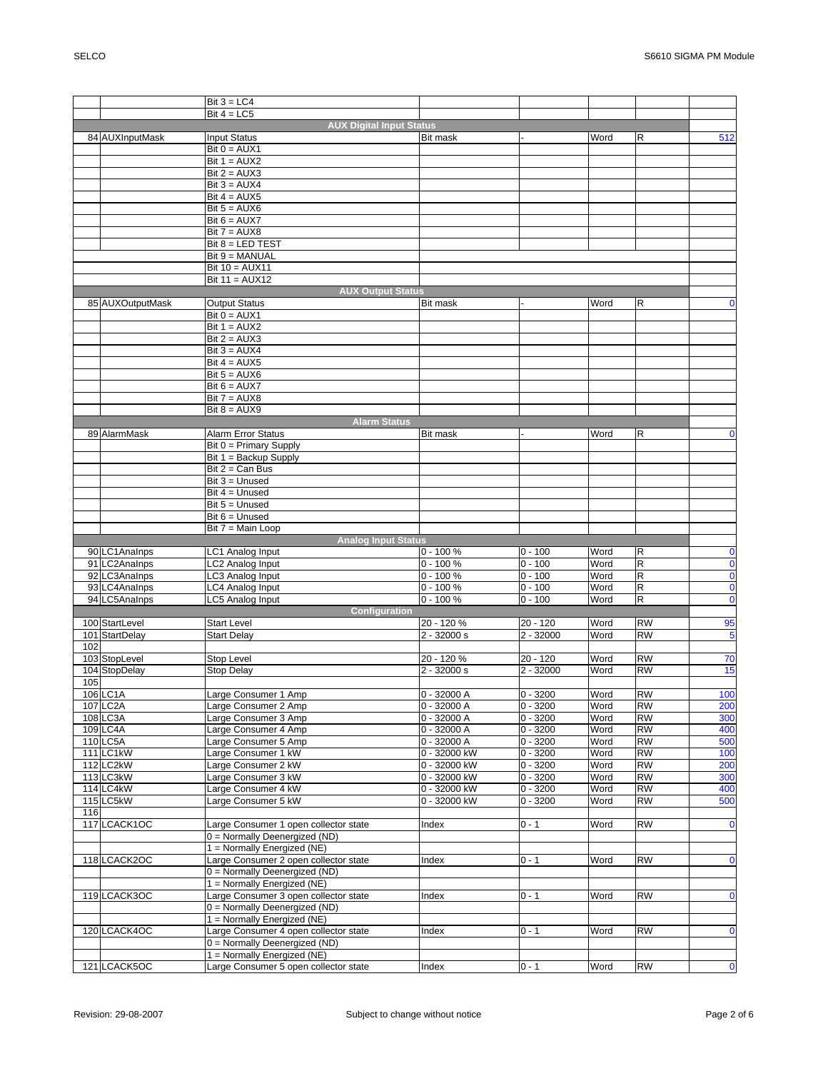| | | | | | | | |
|---|---|---|---|---|---|---|---|
| | | Bit 3 = LC4 | | | | | |
| | | Bit 4 = LC5 | | | | | |
| | | **AUX Digital Input Status** | | | | | |
| 84 | AUXInputMask | Input Status | Bit mask | - | Word | R | 512 |
| | | Bit 0 = AUX1 | | | | | |
| | | Bit 1 = AUX2 | | | | | |
| | | Bit 2 = AUX3 | | | | | |
| | | Bit 3 = AUX4 | | | | | |
| | | Bit 4 = AUX5 | | | | | |
| | | Bit 5 = AUX6 | | | | | |
| | | Bit 6 = AUX7 | | | | | |
| | | Bit 7 = AUX8 | | | | | |
| | | Bit 8 = LED TEST | | | | | |
| | | Bit 9 = MANUAL | | | | | |
| | | Bit 10 = AUX11 | | | | | |
| | | Bit 11 = AUX12 | | | | | |
| | | **AUX Output Status** | | | | | |
| 85 | AUXOutputMask | Output Status | Bit mask | - | Word | R | 0 |
| | | Bit 0 = AUX1 | | | | | |
| | | Bit 1 = AUX2 | | | | | |
| | | Bit 2 = AUX3 | | | | | |
| | | Bit 3 = AUX4 | | | | | |
| | | Bit 4 = AUX5 | | | | | |
| | | Bit 5 = AUX6 | | | | | |
| | | Bit 6 = AUX7 | | | | | |
| | | Bit 7 = AUX8 | | | | | |
| | | Bit 8 = AUX9 | | | | | |
| | | **Alarm Status** | | | | | |
| 89 | AlarmMask | Alarm Error Status | Bit mask | - | Word | R | 0 |
| | | Bit 0 = Primary Supply | | | | | |
| | | Bit 1 = Backup Supply | | | | | |
| | | Bit 2 = Can Bus | | | | | |
| | | Bit 3 = Unused | | | | | |
| | | Bit 4 = Unused | | | | | |
| | | Bit 5 = Unused | | | | | |
| | | Bit 6 = Unused | | | | | |
| | | Bit 7 = Main Loop | | | | | |
| | | **Analog Input Status** | | | | | |
| 90 | LC1AnaInps | LC1 Analog Input | 0 - 100 % | 0 - 100 | Word | R | 0 |
| 91 | LC2AnaInps | LC2 Analog Input | 0 - 100 % | 0 - 100 | Word | R | 0 |
| 92 | LC3AnaInps | LC3 Analog Input | 0 - 100 % | 0 - 100 | Word | R | 0 |
| 93 | LC4AnaInps | LC4 Analog Input | 0 - 100 % | 0 - 100 | Word | R | 0 |
| 94 | LC5AnaInps | LC5 Analog Input | 0 - 100 % | 0 - 100 | Word | R | 0 |
| | | **Configuration** | | | | | |
| 100 | StartLevel | Start Level | 20 - 120 % | 20 - 120 | Word | RW | 95 |
| 101 | StartDelay | Start Delay | 2 - 32000 s | 2 - 32000 | Word | RW | 5 |
| 102 | | | | | | | |
| 103 | StopLevel | Stop Level | 20 - 120 % | 20 - 120 | Word | RW | 70 |
| 104 | StopDelay | Stop Delay | 2 - 32000 s | 2 - 32000 | Word | RW | 15 |
| 105 | | | | | | | |
| 106 | LC1A | Large Consumer 1 Amp | 0 - 32000 A | 0 - 3200 | Word | RW | 100 |
| 107 | LC2A | Large Consumer 2 Amp | 0 - 32000 A | 0 - 3200 | Word | RW | 200 |
| 108 | LC3A | Large Consumer 3 Amp | 0 - 32000 A | 0 - 3200 | Word | RW | 300 |
| 109 | LC4A | Large Consumer 4 Amp | 0 - 32000 A | 0 - 3200 | Word | RW | 400 |
| 110 | LC5A | Large Consumer 5 Amp | 0 - 32000 A | 0 - 3200 | Word | RW | 500 |
| 111 | LC1kW | Large Consumer 1 kW | 0 - 32000 kW | 0 - 3200 | Word | RW | 100 |
| 112 | LC2kW | Large Consumer 2 kW | 0 - 32000 kW | 0 - 3200 | Word | RW | 200 |
| 113 | LC3kW | Large Consumer 3 kW | 0 - 32000 kW | 0 - 3200 | Word | RW | 300 |
| 114 | LC4kW | Large Consumer 4 kW | 0 - 32000 kW | 0 - 3200 | Word | RW | 400 |
| 115 | LC5kW | Large Consumer 5 kW | 0 - 32000 kW | 0 - 3200 | Word | RW | 500 |
| 116 | | | | | | | |
| 117 | LCACK1OC | Large Consumer 1 open collector state | Index | 0 - 1 | Word | RW | 0 |
| | | 0 = Normally Deenergized (ND) | | | | | |
| | | 1 = Normally Energized (NE) | | | | | |
| 118 | LCACK2OC | Large Consumer 2 open collector state | Index | 0 - 1 | Word | RW | 0 |
| | | 0 = Normally Deenergized (ND) | | | | | |
| | | 1 = Normally Energized (NE) | | | | | |
| 119 | LCACK3OC | Large Consumer 3 open collector state | Index | 0 - 1 | Word | RW | 0 |
| | | 0 = Normally Deenergized (ND) | | | | | |
| | | 1 = Normally Energized (NE) | | | | | |
| 120 | LCACK4OC | Large Consumer 4 open collector state | Index | 0 - 1 | Word | RW | 0 |
| | | 0 = Normally Deenergized (ND) | | | | | |
| | | 1 = Normally Energized (NE) | | | | | |
| 121 | LCACK5OC | Large Consumer 5 open collector state | Index | 0 - 1 | Word | RW | 0 |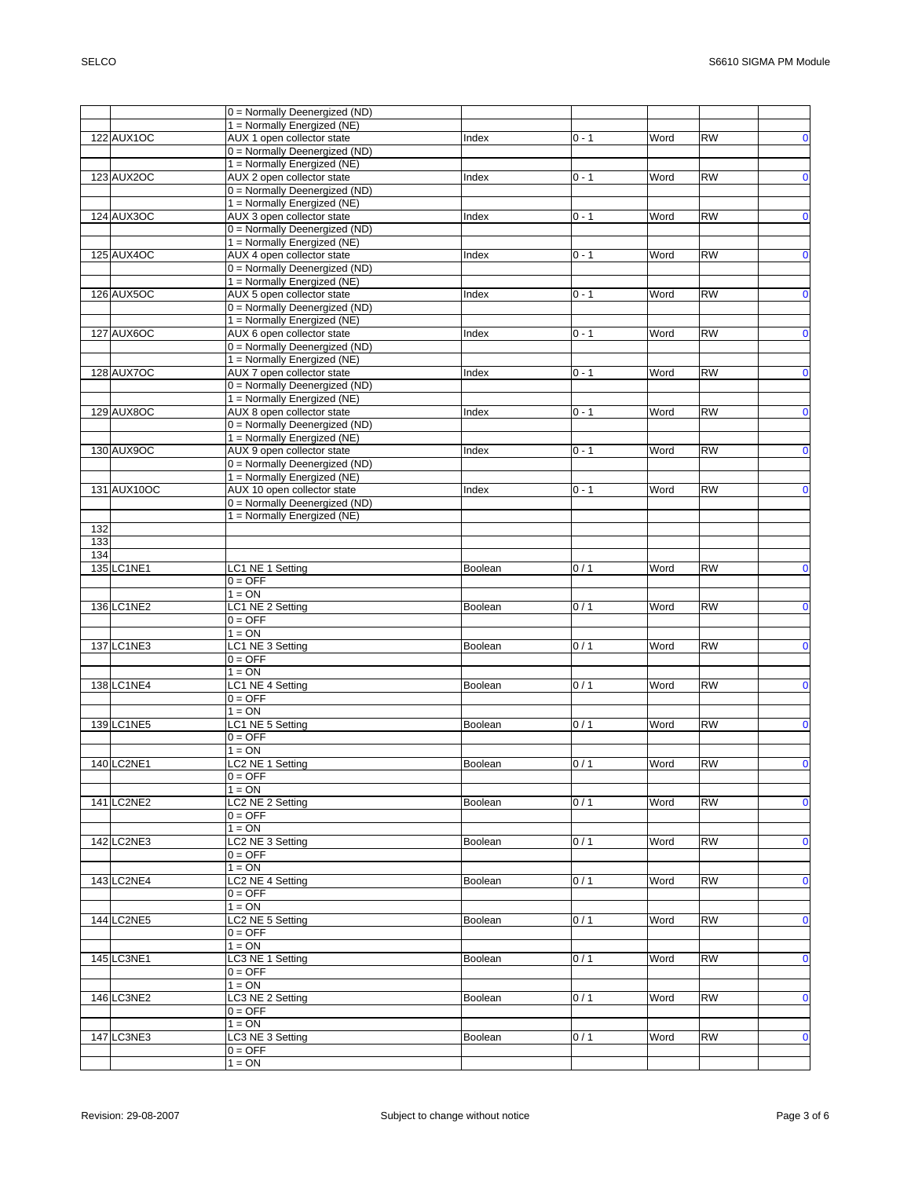| | | | | | | | |
|---|---|---|---|---|---|---|---|
| | | 0 = Normally Deenergized (ND) | | | | | |
| | | 1 = Normally Energized (NE) | | | | | |
| 122 | AUX1OC | AUX 1 open collector state | Index | 0 - 1 | Word | RW | 0 |
| | | 0 = Normally Deenergized (ND) | | | | | |
| | | 1 = Normally Energized (NE) | | | | | |
| 123 | AUX2OC | AUX 2 open collector state | Index | 0 - 1 | Word | RW | 0 |
| | | 0 = Normally Deenergized (ND) | | | | | |
| | | 1 = Normally Energized (NE) | | | | | |
| 124 | AUX3OC | AUX 3 open collector state | Index | 0 - 1 | Word | RW | 0 |
| | | 0 = Normally Deenergized (ND) | | | | | |
| | | 1 = Normally Energized (NE) | | | | | |
| 125 | AUX4OC | AUX 4 open collector state | Index | 0 - 1 | Word | RW | 0 |
| | | 0 = Normally Deenergized (ND) | | | | | |
| | | 1 = Normally Energized (NE) | | | | | |
| 126 | AUX5OC | AUX 5 open collector state | Index | 0 - 1 | Word | RW | 0 |
| | | 0 = Normally Deenergized (ND) | | | | | |
| | | 1 = Normally Energized (NE) | | | | | |
| 127 | AUX6OC | AUX 6 open collector state | Index | 0 - 1 | Word | RW | 0 |
| | | 0 = Normally Deenergized (ND) | | | | | |
| | | 1 = Normally Energized (NE) | | | | | |
| 128 | AUX7OC | AUX 7 open collector state | Index | 0 - 1 | Word | RW | 0 |
| | | 0 = Normally Deenergized (ND) | | | | | |
| | | 1 = Normally Energized (NE) | | | | | |
| 129 | AUX8OC | AUX 8 open collector state | Index | 0 - 1 | Word | RW | 0 |
| | | 0 = Normally Deenergized (ND) | | | | | |
| | | 1 = Normally Energized (NE) | | | | | |
| 130 | AUX9OC | AUX 9 open collector state | Index | 0 - 1 | Word | RW | 0 |
| | | 0 = Normally Deenergized (ND) | | | | | |
| | | 1 = Normally Energized (NE) | | | | | |
| 131 | AUX10OC | AUX 10 open collector state | Index | 0 - 1 | Word | RW | 0 |
| | | 0 = Normally Deenergized (ND) | | | | | |
| | | 1 = Normally Energized (NE) | | | | | |
| 132 | | | | | | | |
| 133 | | | | | | | |
| 134 | | | | | | | |
| 135 | LC1NE1 | LC1 NE 1 Setting | Boolean | 0 / 1 | Word | RW | 0 |
| | | 0 = OFF | | | | | |
| | | 1 = ON | | | | | |
| 136 | LC1NE2 | LC1 NE 2 Setting | Boolean | 0 / 1 | Word | RW | 0 |
| | | 0 = OFF | | | | | |
| | | 1 = ON | | | | | |
| 137 | LC1NE3 | LC1 NE 3 Setting | Boolean | 0 / 1 | Word | RW | 0 |
| | | 0 = OFF | | | | | |
| | | 1 = ON | | | | | |
| 138 | LC1NE4 | LC1 NE 4 Setting | Boolean | 0 / 1 | Word | RW | 0 |
| | | 0 = OFF | | | | | |
| | | 1 = ON | | | | | |
| 139 | LC1NE5 | LC1 NE 5 Setting | Boolean | 0 / 1 | Word | RW | 0 |
| | | 0 = OFF | | | | | |
| | | 1 = ON | | | | | |
| 140 | LC2NE1 | LC2 NE 1 Setting | Boolean | 0 / 1 | Word | RW | 0 |
| | | 0 = OFF | | | | | |
| | | 1 = ON | | | | | |
| 141 | LC2NE2 | LC2 NE 2 Setting | Boolean | 0 / 1 | Word | RW | 0 |
| | | 0 = OFF | | | | | |
| | | 1 = ON | | | | | |
| 142 | LC2NE3 | LC2 NE 3 Setting | Boolean | 0 / 1 | Word | RW | 0 |
| | | 0 = OFF | | | | | |
| | | 1 = ON | | | | | |
| 143 | LC2NE4 | LC2 NE 4 Setting | Boolean | 0 / 1 | Word | RW | 0 |
| | | 0 = OFF | | | | | |
| | | 1 = ON | | | | | |
| 144 | LC2NE5 | LC2 NE 5 Setting | Boolean | 0 / 1 | Word | RW | 0 |
| | | 0 = OFF | | | | | |
| | | 1 = ON | | | | | |
| 145 | LC3NE1 | LC3 NE 1 Setting | Boolean | 0 / 1 | Word | RW | 0 |
| | | 0 = OFF | | | | | |
| | | 1 = ON | | | | | |
| 146 | LC3NE2 | LC3 NE 2 Setting | Boolean | 0 / 1 | Word | RW | 0 |
| | | 0 = OFF | | | | | |
| | | 1 = ON | | | | | |
| 147 | LC3NE3 | LC3 NE 3 Setting | Boolean | 0 / 1 | Word | RW | 0 |
| | | 0 = OFF | | | | | |
| | | 1 = ON | | | | | |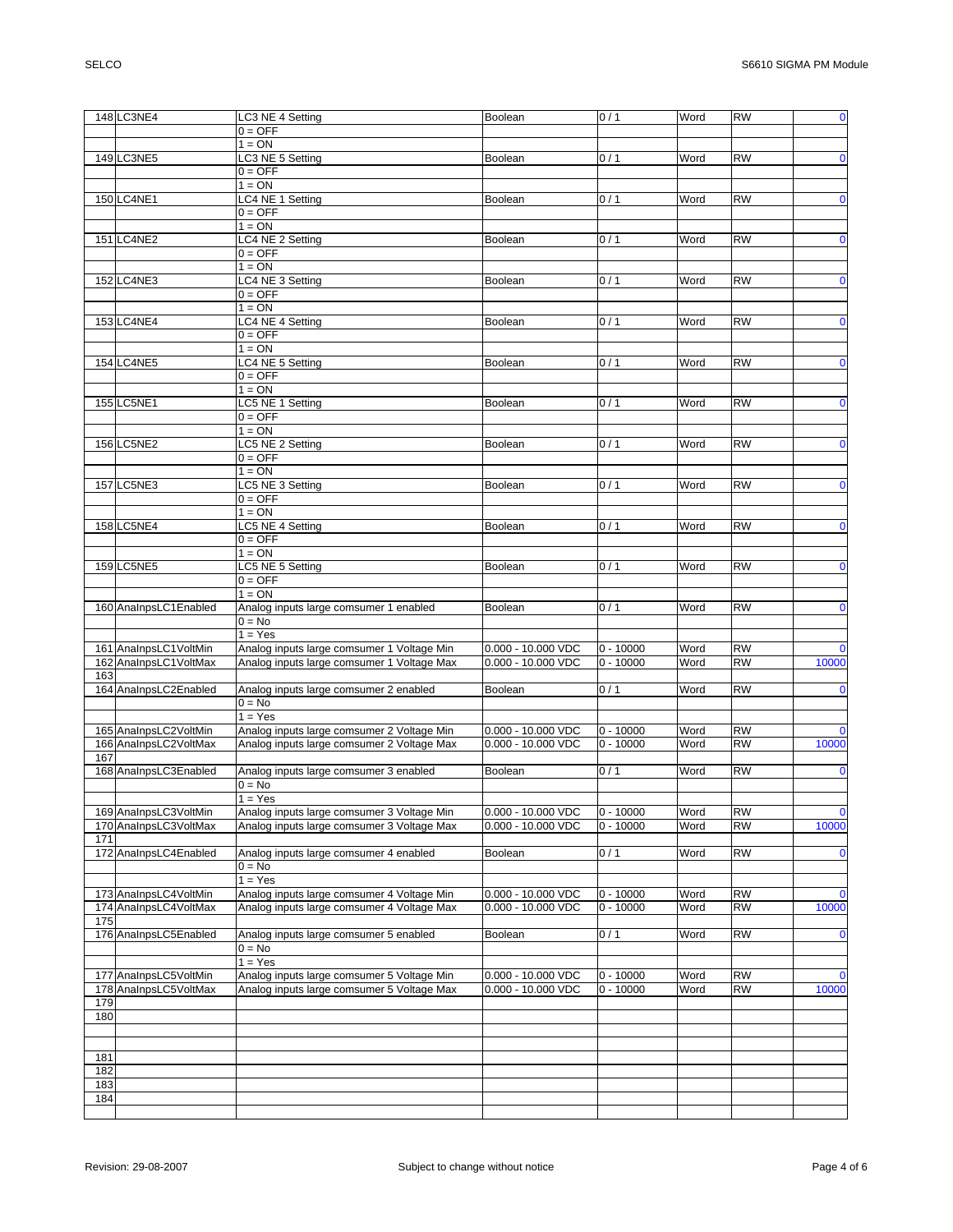| | | | | | | | |
|---|---|---|---|---|---|---|---|
| 148 | LC3NE4 | LC3 NE 4 Setting | Boolean | 0 / 1 | Word | RW | 0 |
| | | 0 = OFF | | | | | |
| | | 1 = ON | | | | | |
| 149 | LC3NE5 | LC3 NE 5 Setting | Boolean | 0 / 1 | Word | RW | 0 |
| | | 0 = OFF | | | | | |
| | | 1 = ON | | | | | |
| 150 | LC4NE1 | LC4 NE 1 Setting | Boolean | 0 / 1 | Word | RW | 0 |
| | | 0 = OFF | | | | | |
| | | 1 = ON | | | | | |
| 151 | LC4NE2 | LC4 NE 2 Setting | Boolean | 0 / 1 | Word | RW | 0 |
| | | 0 = OFF | | | | | |
| | | 1 = ON | | | | | |
| 152 | LC4NE3 | LC4 NE 3 Setting | Boolean | 0 / 1 | Word | RW | 0 |
| | | 0 = OFF | | | | | |
| | | 1 = ON | | | | | |
| 153 | LC4NE4 | LC4 NE 4 Setting | Boolean | 0 / 1 | Word | RW | 0 |
| | | 0 = OFF | | | | | |
| | | 1 = ON | | | | | |
| 154 | LC4NE5 | LC4 NE 5 Setting | Boolean | 0 / 1 | Word | RW | 0 |
| | | 0 = OFF | | | | | |
| | | 1 = ON | | | | | |
| 155 | LC5NE1 | LC5 NE 1 Setting | Boolean | 0 / 1 | Word | RW | 0 |
| | | 0 = OFF | | | | | |
| | | 1 = ON | | | | | |
| 156 | LC5NE2 | LC5 NE 2 Setting | Boolean | 0 / 1 | Word | RW | 0 |
| | | 0 = OFF | | | | | |
| | | 1 = ON | | | | | |
| 157 | LC5NE3 | LC5 NE 3 Setting | Boolean | 0 / 1 | Word | RW | 0 |
| | | 0 = OFF | | | | | |
| | | 1 = ON | | | | | |
| 158 | LC5NE4 | LC5 NE 4 Setting | Boolean | 0 / 1 | Word | RW | 0 |
| | | 0 = OFF | | | | | |
| | | 1 = ON | | | | | |
| 159 | LC5NE5 | LC5 NE 5 Setting | Boolean | 0 / 1 | Word | RW | 0 |
| | | 0 = OFF | | | | | |
| | | 1 = ON | | | | | |
| 160 | AnaInpsLC1Enabled | Analog inputs large comsumer 1 enabled | Boolean | 0 / 1 | Word | RW | 0 |
| | | 0 = No | | | | | |
| | | 1 = Yes | | | | | |
| 161 | AnaInpsLC1VoltMin | Analog inputs large comsumer 1 Voltage Min | 0.000 - 10.000 VDC | 0 - 10000 | Word | RW | 0 |
| 162 | AnaInpsLC1VoltMax | Analog inputs large comsumer 1 Voltage Max | 0.000 - 10.000 VDC | 0 - 10000 | Word | RW | 10000 |
| 163 | | | | | | | |
| 164 | AnaInpsLC2Enabled | Analog inputs large comsumer 2 enabled | Boolean | 0 / 1 | Word | RW | 0 |
| | | 0 = No | | | | | |
| | | 1 = Yes | | | | | |
| 165 | AnaInpsLC2VoltMin | Analog inputs large comsumer 2 Voltage Min | 0.000 - 10.000 VDC | 0 - 10000 | Word | RW | 0 |
| 166 | AnaInpsLC2VoltMax | Analog inputs large comsumer 2 Voltage Max | 0.000 - 10.000 VDC | 0 - 10000 | Word | RW | 10000 |
| 167 | | | | | | | |
| 168 | AnaInpsLC3Enabled | Analog inputs large comsumer 3 enabled | Boolean | 0 / 1 | Word | RW | 0 |
| | | 0 = No | | | | | |
| | | 1 = Yes | | | | | |
| 169 | AnaInpsLC3VoltMin | Analog inputs large comsumer 3 Voltage Min | 0.000 - 10.000 VDC | 0 - 10000 | Word | RW | 0 |
| 170 | AnaInpsLC3VoltMax | Analog inputs large comsumer 3 Voltage Max | 0.000 - 10.000 VDC | 0 - 10000 | Word | RW | 10000 |
| 171 | | | | | | | |
| 172 | AnaInpsLC4Enabled | Analog inputs large comsumer 4 enabled | Boolean | 0 / 1 | Word | RW | 0 |
| | | 0 = No | | | | | |
| | | 1 = Yes | | | | | |
| 173 | AnaInpsLC4VoltMin | Analog inputs large comsumer 4 Voltage Min | 0.000 - 10.000 VDC | 0 - 10000 | Word | RW | 0 |
| 174 | AnaInpsLC4VoltMax | Analog inputs large comsumer 4 Voltage Max | 0.000 - 10.000 VDC | 0 - 10000 | Word | RW | 10000 |
| 175 | | | | | | | |
| 176 | AnaInpsLC5Enabled | Analog inputs large comsumer 5 enabled | Boolean | 0 / 1 | Word | RW | 0 |
| | | 0 = No | | | | | |
| | | 1 = Yes | | | | | |
| 177 | AnaInpsLC5VoltMin | Analog inputs large comsumer 5 Voltage Min | 0.000 - 10.000 VDC | 0 - 10000 | Word | RW | 0 |
| 178 | AnaInpsLC5VoltMax | Analog inputs large comsumer 5 Voltage Max | 0.000 - 10.000 VDC | 0 - 10000 | Word | RW | 10000 |
| 179 | | | | | | | |
| 180 | | | | | | | |
| | | | | | | | |
| | | | | | | | |
| 181 | | | | | | | |
| 182 | | | | | | | |
| 183 | | | | | | | |
| 184 | | | | | | | |
| | | | | | | | |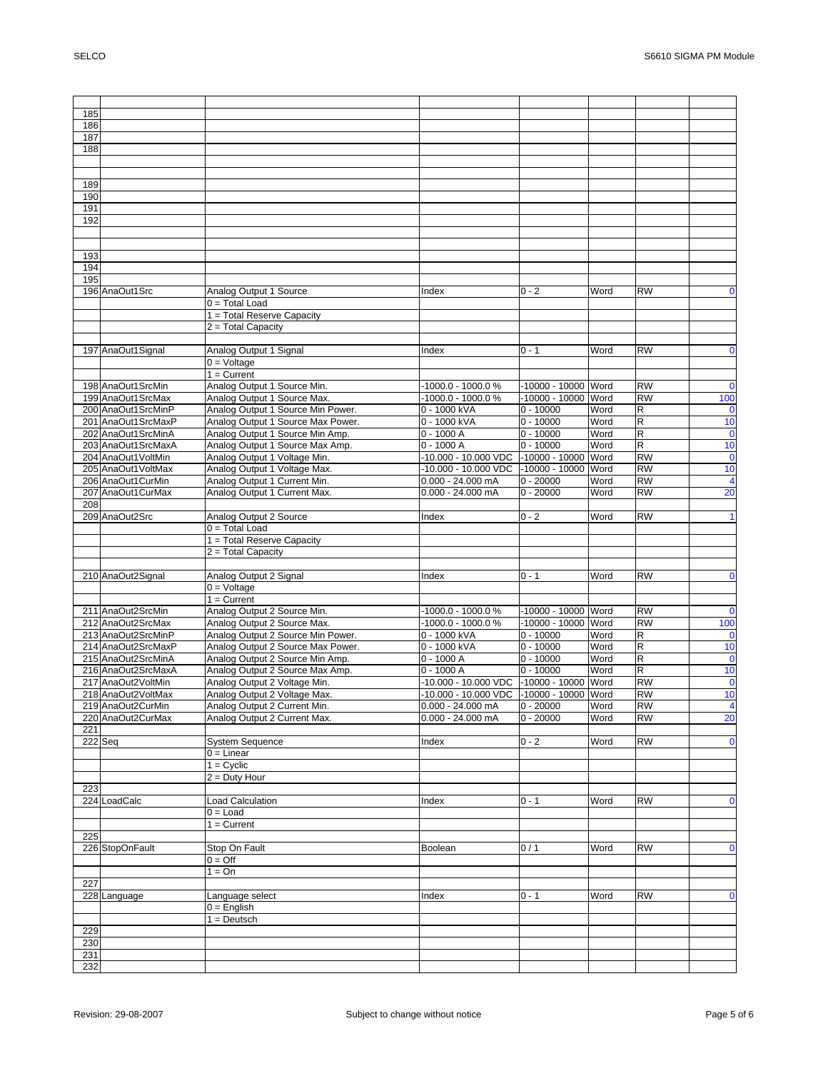| | | | | | | | |
|---|---|---|---|---|---|---|---|
| 185 | | | | | | | |
| 186 | | | | | | | |
| 187 | | | | | | | |
| 188 | | | | | | | |
| | | | | | | | |
| | | | | | | | |
| 189 | | | | | | | |
| 190 | | | | | | | |
| 191 | | | | | | | |
| 192 | | | | | | | |
| | | | | | | | |
| | | | | | | | |
| 193 | | | | | | | |
| 194 | | | | | | | |
| 195 | | | | | | | |
| 196 | AnaOut1Src | Analog Output 1 Source | Index | 0 - 2 | Word | RW | 0 |
| | | 0 = Total Load | | | | | |
| | | 1 = Total Reserve Capacity | | | | | |
| | | 2 = Total Capacity | | | | | |
| | | | | | | | |
| 197 | AnaOut1Signal | Analog Output 1 Signal | Index | 0 - 1 | Word | RW | 0 |
| | | 0 = Voltage | | | | | |
| | | 1 = Current | | | | | |
| 198 | AnaOut1SrcMin | Analog Output 1 Source Min. | -1000.0 - 1000.0 % | -10000 - 10000 | Word | RW | 0 |
| 199 | AnaOut1SrcMax | Analog Output 1 Source Max. | -1000.0 - 1000.0 % | -10000 - 10000 | Word | RW | 100 |
| 200 | AnaOut1SrcMinP | Analog Output 1 Source Min Power. | 0 - 1000 kVA | 0 - 10000 | Word | R | 0 |
| 201 | AnaOut1SrcMaxP | Analog Output 1 Source Max Power. | 0 - 1000 kVA | 0 - 10000 | Word | R | 10 |
| 202 | AnaOut1SrcMinA | Analog Output 1 Source Min Amp. | 0 - 1000 A | 0 - 10000 | Word | R | 0 |
| 203 | AnaOut1SrcMaxA | Analog Output 1 Source Max Amp. | 0 - 1000 A | 0 - 10000 | Word | R | 10 |
| 204 | AnaOut1VoltMin | Analog Output 1 Voltage Min. | -10.000 - 10.000 VDC | -10000 - 10000 | Word | RW | 0 |
| 205 | AnaOut1VoltMax | Analog Output 1 Voltage Max. | -10.000 - 10.000 VDC | -10000 - 10000 | Word | RW | 10 |
| 206 | AnaOut1CurMin | Analog Output 1 Current Min. | 0.000 - 24.000 mA | 0 - 20000 | Word | RW | 4 |
| 207 | AnaOut1CurMax | Analog Output 1 Current Max. | 0.000 - 24.000 mA | 0 - 20000 | Word | RW | 20 |
| 208 | | | | | | | |
| 209 | AnaOut2Src | Analog Output 2 Source | Index | 0 - 2 | Word | RW | 1 |
| | | 0 = Total Load | | | | | |
| | | 1 = Total Reserve Capacity | | | | | |
| | | 2 = Total Capacity | | | | | |
| | | | | | | | |
| 210 | AnaOut2Signal | Analog Output 2 Signal | Index | 0 - 1 | Word | RW | 0 |
| | | 0 = Voltage | | | | | |
| | | 1 = Current | | | | | |
| 211 | AnaOut2SrcMin | Analog Output 2 Source Min. | -1000.0 - 1000.0 % | -10000 - 10000 | Word | RW | 0 |
| 212 | AnaOut2SrcMax | Analog Output 2 Source Max. | -1000.0 - 1000.0 % | -10000 - 10000 | Word | RW | 100 |
| 213 | AnaOut2SrcMinP | Analog Output 2 Source Min Power. | 0 - 1000 kVA | 0 - 10000 | Word | R | 0 |
| 214 | AnaOut2SrcMaxP | Analog Output 2 Source Max Power. | 0 - 1000 kVA | 0 - 10000 | Word | R | 10 |
| 215 | AnaOut2SrcMinA | Analog Output 2 Source Min Amp. | 0 - 1000 A | 0 - 10000 | Word | R | 0 |
| 216 | AnaOut2SrcMaxA | Analog Output 2 Source Max Amp. | 0 - 1000 A | 0 - 10000 | Word | R | 10 |
| 217 | AnaOut2VoltMin | Analog Output 2 Voltage Min. | -10.000 - 10.000 VDC | -10000 - 10000 | Word | RW | 0 |
| 218 | AnaOut2VoltMax | Analog Output 2 Voltage Max. | -10.000 - 10.000 VDC | -10000 - 10000 | Word | RW | 10 |
| 219 | AnaOut2CurMin | Analog Output 2 Current Min. | 0.000 - 24.000 mA | 0 - 20000 | Word | RW | 4 |
| 220 | AnaOut2CurMax | Analog Output 2 Current Max. | 0.000 - 24.000 mA | 0 - 20000 | Word | RW | 20 |
| 221 | | | | | | | |
| 222 | Seq | System Sequence | Index | 0 - 2 | Word | RW | 0 |
| | | 0 = Linear | | | | | |
| | | 1 = Cyclic | | | | | |
| | | 2 = Duty Hour | | | | | |
| 223 | | | | | | | |
| 224 | LoadCalc | Load Calculation | Index | 0 - 1 | Word | RW | 0 |
| | | 0 = Load | | | | | |
| | | 1 = Current | | | | | |
| 225 | | | | | | | |
| 226 | StopOnFault | Stop On Fault | Boolean | 0 / 1 | Word | RW | 0 |
| | | 0 = Off | | | | | |
| | | 1 = On | | | | | |
| 227 | | | | | | | |
| 228 | Language | Language select | Index | 0 - 1 | Word | RW | 0 |
| | | 0 = English | | | | | |
| | | 1 = Deutsch | | | | | |
| 229 | | | | | | | |
| 230 | | | | | | | |
| 231 | | | | | | | |
| 232 | | | | | | | |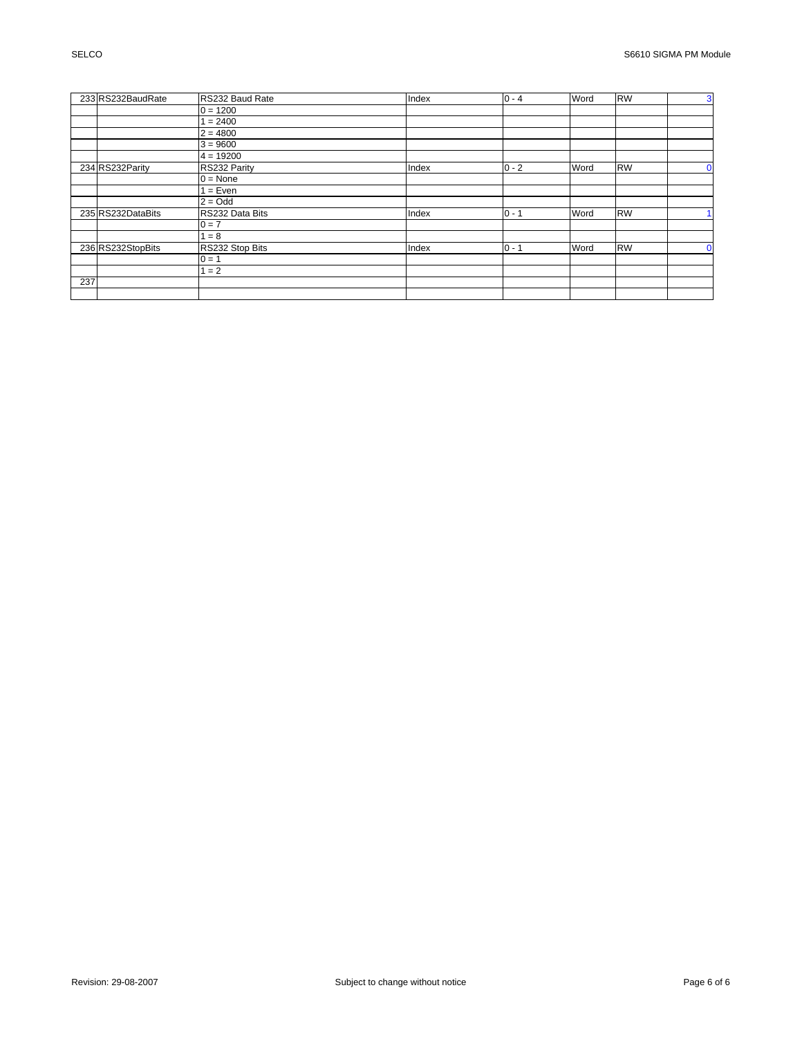| | | | | | | | |
|---|---|---|---|---|---|---|---|
| 233 | RS232BaudRate | RS232 Baud Rate | Index | 0 - 4 | Word | RW | 3 |
| | | 0 = 1200 | | | | | |
| | | 1 = 2400 | | | | | |
| | | 2 = 4800 | | | | | |
| | | 3 = 9600 | | | | | |
| | | 4 = 19200 | | | | | |
| 234 | RS232Parity | RS232 Parity | Index | 0 - 2 | Word | RW | 0 |
| | | 0 = None | | | | | |
| | | 1 = Even | | | | | |
| | | 2 = Odd | | | | | |
| 235 | RS232DataBits | RS232 Data Bits | Index | 0 - 1 | Word | RW | 1 |
| | | 0 = 7 | | | | | |
| | | 1 = 8 | | | | | |
| 236 | RS232StopBits | RS232 Stop Bits | Index | 0 - 1 | Word | RW | 0 |
| | | 0 = 1 | | | | | |
| | | 1 = 2 | | | | | |
| 237 | | | | | | | |
| | | | | | | | |